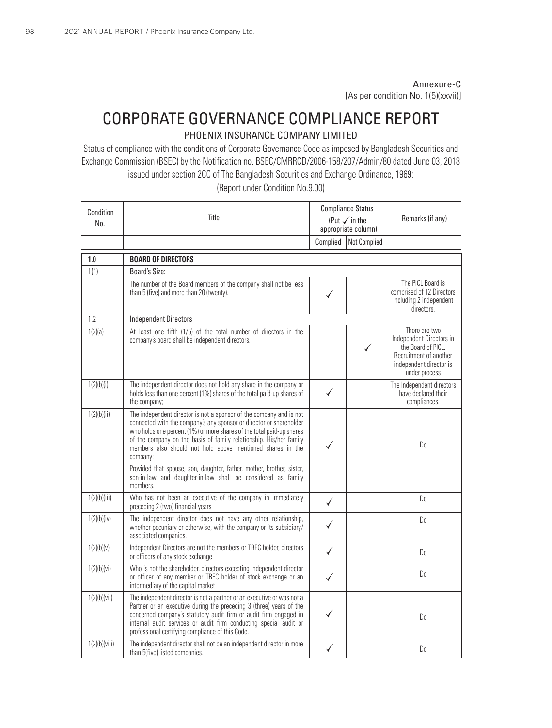Annexure-C
[As per condition No. 1(5)(xxvii)]

# CORPORATE GOVERNANCE COMPLIANCE REPORT

## PHOENIX INSURANCE COMPANY LIMITED

Status of compliance with the conditions of Corporate Governance Code as imposed by Bangladesh Securities and Exchange Commission (BSEC) by the Notification no. BSEC/CMRRCD/2006-158/207/Admin/80 dated June 03, 2018 issued under section 2CC of The Bangladesh Securities and Exchange Ordinance, 1969:

(Report under Condition No.9.00)

| Condition No. | Title | Compliance Status (Put ✓ in the appropriate column) | | Remarks (if any) |
|---|---|---|---|---|
| | | Complied | Not Complied | |
| **1.0** | **BOARD OF DIRECTORS** | | | |
| 1(1) | Board's Size: | | | |
| | The number of the Board members of the company shall not be less than 5 (five) and more than 20 (twenty). | ✓ | | The PICL Board is comprised of 12 Directors including 2 independent directors. |
| 1.2 | Independent Directors | | | |
| 1(2)(a) | At least one fifth (1/5) of the total number of directors in the company's board shall be independent directors. | | ✓ | There are two Independent Directors in the Board of PICL. Recruitment of another independent director is under process |
| 1(2)(b)(i) | The independent director does not hold any share in the company or holds less than one percent (1%) shares of the total paid-up shares of the company; | ✓ | | The Independent directors have declared their compliances. |
| 1(2)(b)(ii) | The independent director is not a sponsor of the company and is not connected with the company's any sponsor or director or shareholder who holds one percent (1%) or more shares of the total paid-up shares of the company on the basis of family relationship. His/her family members also should not hold above mentioned shares in the company:<br><br>Provided that spouse, son, daughter, father, mother, brother, sister, son-in-law and daughter-in-law shall be considered as family members. | ✓ | | Do |
| 1(2)(b)(iii) | Who has not been an executive of the company in immediately preceding 2 (two) financial years | ✓ | | Do |
| 1(2)(b)(iv) | The independent director does not have any other relationship, whether pecuniary or otherwise, with the company or its subsidiary/ associated companies. | ✓ | | Do |
| 1(2)(b)(v) | Independent Directors are not the members or TREC holder, directors or officers of any stock exchange | ✓ | | Do |
| 1(2)(b)(vi) | Who is not the shareholder, directors excepting independent director or officer of any member or TREC holder of stock exchange or an intermediary of the capital market | ✓ | | Do |
| 1(2)(b)(vii) | The independent director is not a partner or an executive or was not a Partner or an executive during the preceding 3 (three) years of the concerned company's statutory audit firm or audit firm engaged in internal audit services or audit firm conducting special audit or professional certifying compliance of this Code. | ✓ | | Do |
| 1(2)(b)(viii) | The independent director shall not be an independent director in more than 5(five) listed companies. | ✓ | | Do |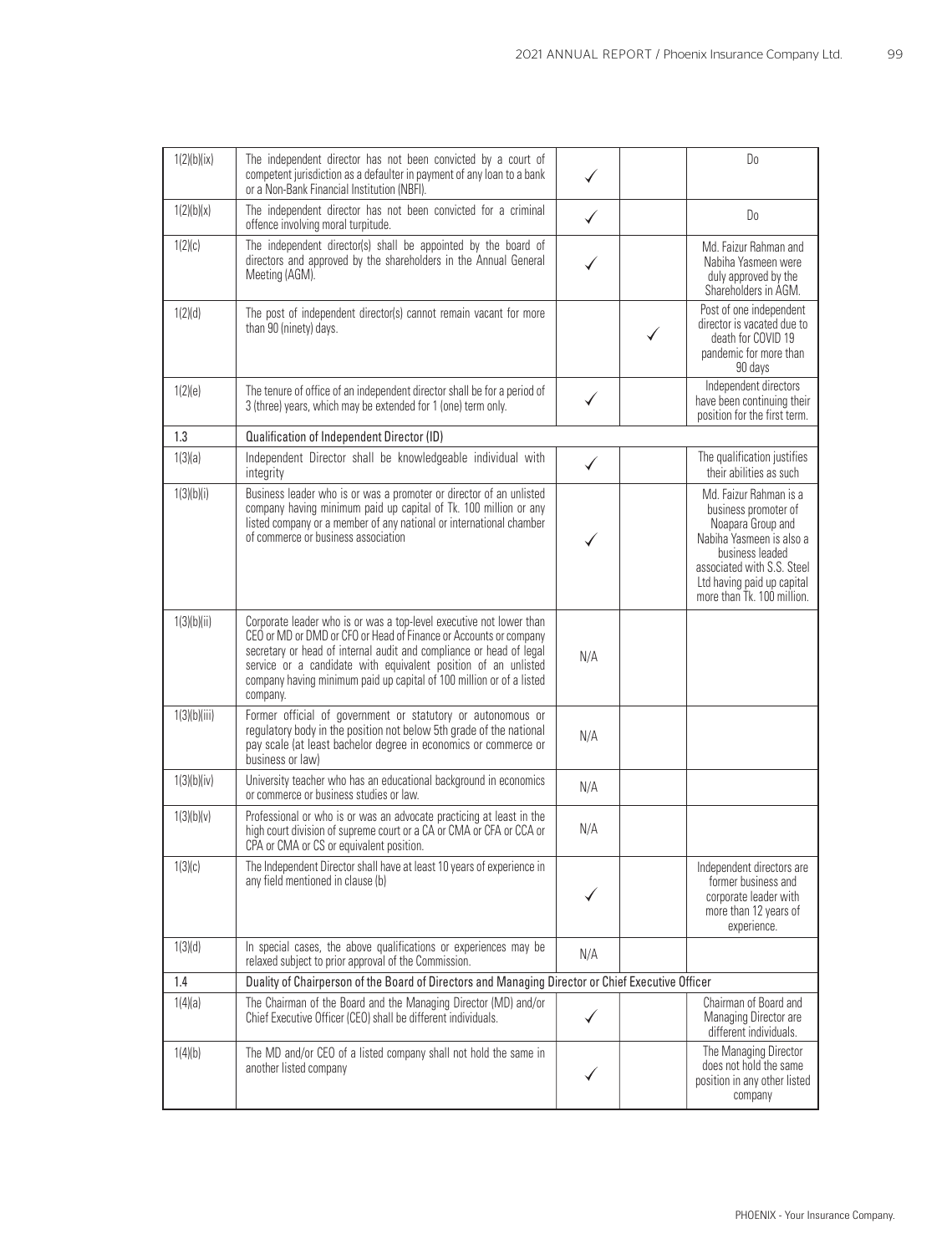| | | | | |
|---|---|---|---|---|
| 1(2)(b)(ix) | The independent director has not been convicted by a court of competent jurisdiction as a defaulter in payment of any loan to a bank or a Non-Bank Financial Institution (NBFI). | ✓ | | Do |
| 1(2)(b)(x) | The independent director has not been convicted for a criminal offence involving moral turpitude. | ✓ | | Do |
| 1(2)(c) | The independent director(s) shall be appointed by the board of directors and approved by the shareholders in the Annual General Meeting (AGM). | ✓ | | Md. Faizur Rahman and Nabiha Yasmeen were duly approved by the Shareholders in AGM. |
| 1(2)(d) | The post of independent director(s) cannot remain vacant for more than 90 (ninety) days. | | ✓ | Post of one independent director is vacated due to death for COVID 19 pandemic for more than 90 days |
| 1(2)(e) | The tenure of office of an independent director shall be for a period of 3 (three) years, which may be extended for 1 (one) term only. | ✓ | | Independent directors have been continuing their position for the first term. |
| 1.3 | Qualification of Independent Director (ID) | | | |
| 1(3)(a) | Independent Director shall be knowledgeable individual with integrity | ✓ | | The qualification justifies their abilities as such |
| 1(3)(b)(i) | Business leader who is or was a promoter or director of an unlisted company having minimum paid up capital of Tk. 100 million or any listed company or a member of any national or international chamber of commerce or business association | ✓ | | Md. Faizur Rahman is a business promoter of Noapara Group and Nabiha Yasmeen is also a business leaded associated with S.S. Steel Ltd having paid up capital more than Tk. 100 million. |
| 1(3)(b)(ii) | Corporate leader who is or was a top-level executive not lower than CEO or MD or DMD or CFO or Head of Finance or Accounts or company secretary or head of internal audit and compliance or head of legal service or a candidate with equivalent position of an unlisted company having minimum paid up capital of 100 million or of a listed company. | N/A | | |
| 1(3)(b)(iii) | Former official of government or statutory or autonomous or regulatory body in the position not below 5th grade of the national pay scale (at least bachelor degree in economics or commerce or business or law) | N/A | | |
| 1(3)(b)(iv) | University teacher who has an educational background in economics or commerce or business studies or law. | N/A | | |
| 1(3)(b)(v) | Professional or who is or was an advocate practicing at least in the high court division of supreme court or a CA or CMA or CFA or CCA or CPA or CMA or CS or equivalent position. | N/A | | |
| 1(3)(c) | The Independent Director shall have at least 10 years of experience in any field mentioned in clause (b) | ✓ | | Independent directors are former business and corporate leader with more than 12 years of experience. |
| 1(3)(d) | In special cases, the above qualifications or experiences may be relaxed subject to prior approval of the Commission. | N/A | | |
| 1.4 | Duality of Chairperson of the Board of Directors and Managing Director or Chief Executive Officer | | | |
| 1(4)(a) | The Chairman of the Board and the Managing Director (MD) and/or Chief Executive Officer (CEO) shall be different individuals. | ✓ | | Chairman of Board and Managing Director are different individuals. |
| 1(4)(b) | The MD and/or CEO of a listed company shall not hold the same in another listed company | ✓ | | The Managing Director does not hold the same position in any other listed company |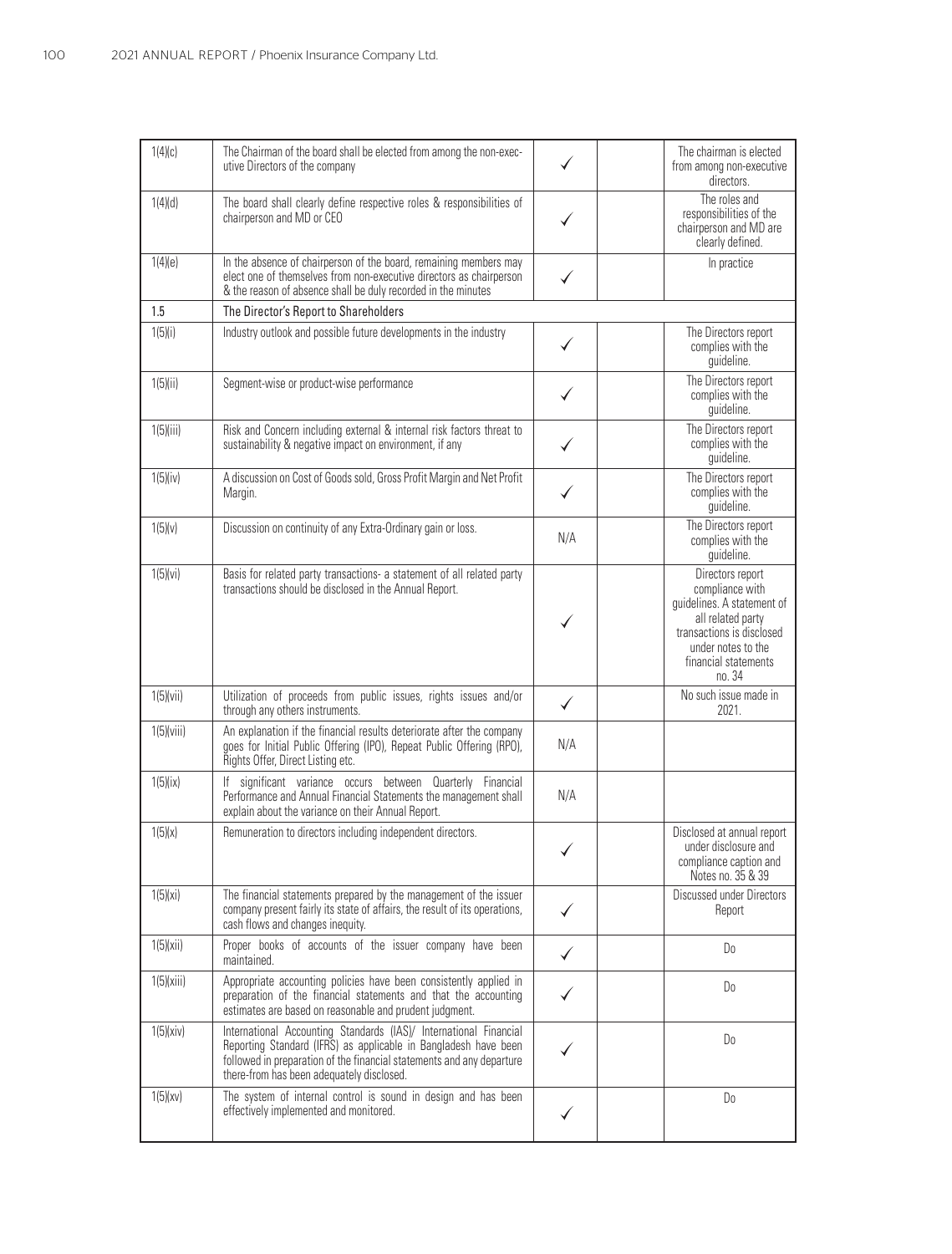| | | | | |
|---|---|---|---|---|
| 1(4)(c) | The Chairman of the board shall be elected from among the non-executive Directors of the company | ✓ | | The chairman is elected from among non-executive directors. |
| 1(4)(d) | The board shall clearly define respective roles & responsibilities of chairperson and MD or CEO | ✓ | | The roles and responsibilities of the chairperson and MD are clearly defined. |
| 1(4)(e) | In the absence of chairperson of the board, remaining members may elect one of themselves from non-executive directors as chairperson & the reason of absence shall be duly recorded in the minutes | ✓ | | In practice |
| **1.5** | **The Director's Report to Shareholders** | | | |
| 1(5)(i) | Industry outlook and possible future developments in the industry | ✓ | | The Directors report complies with the guideline. |
| 1(5)(ii) | Segment-wise or product-wise performance | ✓ | | The Directors report complies with the guideline. |
| 1(5)(iii) | Risk and Concern including external & internal risk factors threat to sustainability & negative impact on environment, if any | ✓ | | The Directors report complies with the guideline. |
| 1(5)(iv) | A discussion on Cost of Goods sold, Gross Profit Margin and Net Profit Margin. | ✓ | | The Directors report complies with the guideline. |
| 1(5)(v) | Discussion on continuity of any Extra-Ordinary gain or loss. | N/A | | The Directors report complies with the guideline. |
| 1(5)(vi) | Basis for related party transactions- a statement of all related party transactions should be disclosed in the Annual Report. | ✓ | | Directors report compliance with guidelines. A statement of all related party transactions is disclosed under notes to the financial statements no. 34 |
| 1(5)(vii) | Utilization of proceeds from public issues, rights issues and/or through any others instruments. | ✓ | | No such issue made in 2021. |
| 1(5)(viii) | An explanation if the financial results deteriorate after the company goes for Initial Public Offering (IPO), Repeat Public Offering (RPO), Rights Offer, Direct Listing etc. | N/A | | |
| 1(5)(ix) | If significant variance occurs between Quarterly Financial Performance and Annual Financial Statements the management shall explain about the variance on their Annual Report. | N/A | | |
| 1(5)(x) | Remuneration to directors including independent directors. | ✓ | | Disclosed at annual report under disclosure and compliance caption and Notes no. 35 & 39 |
| 1(5)(xi) | The financial statements prepared by the management of the issuer company present fairly its state of affairs, the result of its operations, cash flows and changes inequity. | ✓ | | Discussed under Directors Report |
| 1(5)(xii) | Proper books of accounts of the issuer company have been maintained. | ✓ | | Do |
| 1(5)(xiii) | Appropriate accounting policies have been consistently applied in preparation of the financial statements and that the accounting estimates are based on reasonable and prudent judgment. | ✓ | | Do |
| 1(5)(xiv) | International Accounting Standards (IAS)/ International Financial Reporting Standard (IFRS) as applicable in Bangladesh have been followed in preparation of the financial statements and any departure there-from has been adequately disclosed. | ✓ | | Do |
| 1(5)(xv) | The system of internal control is sound in design and has been effectively implemented and monitored. | ✓ | | Do |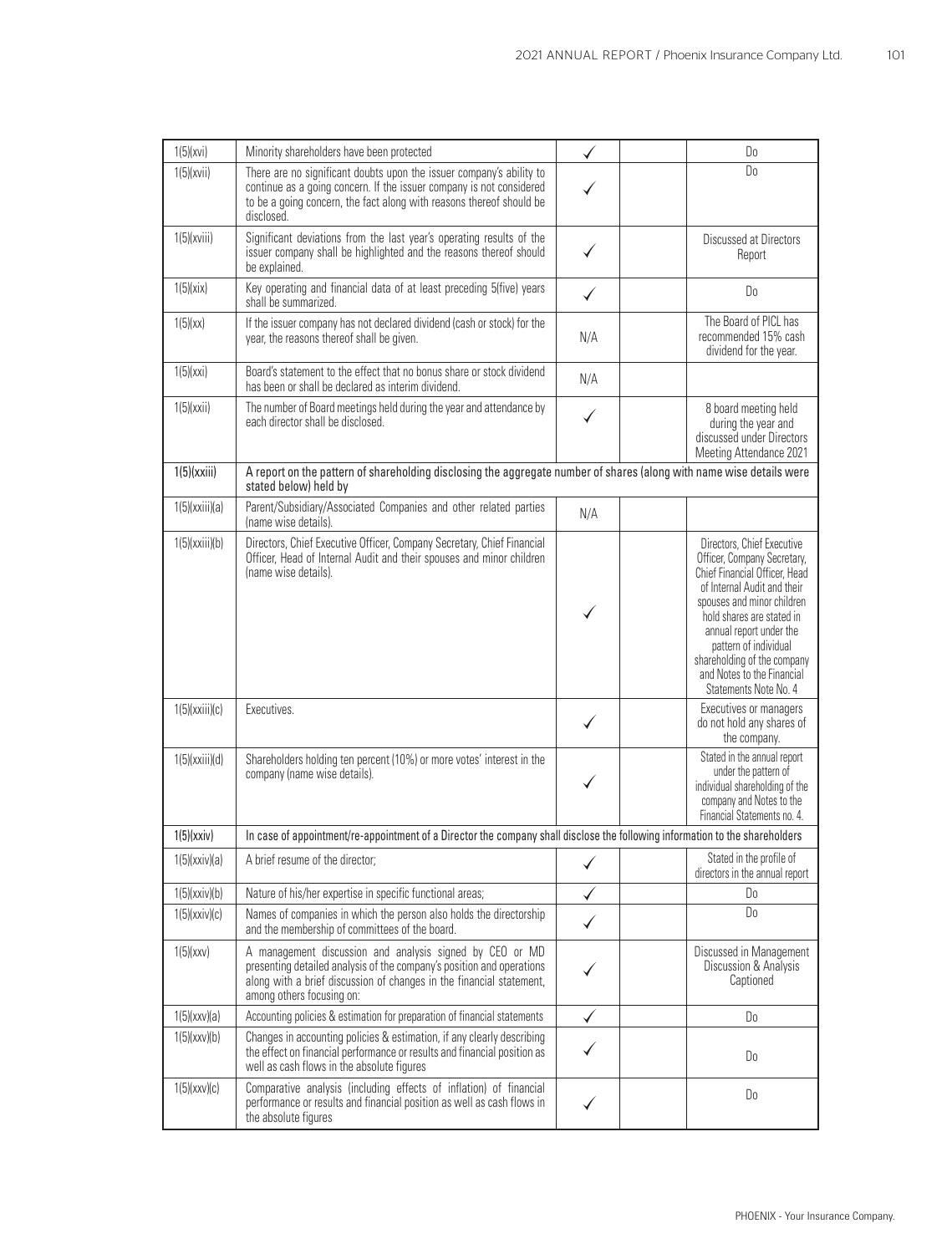| | | | | |
|---|---|---|---|---|
| 1(5)(xvi) | Minority shareholders have been protected | ✓ | | Do |
| 1(5)(xvii) | There are no significant doubts upon the issuer company's ability to continue as a going concern. If the issuer company is not considered to be a going concern, the fact along with reasons thereof should be disclosed. | ✓ | | Do |
| 1(5)(xviii) | Significant deviations from the last year's operating results of the issuer company shall be highlighted and the reasons thereof should be explained. | ✓ | | Discussed at Directors Report |
| 1(5)(xix) | Key operating and financial data of at least preceding 5(five) years shall be summarized. | ✓ | | Do |
| 1(5)(xx) | If the issuer company has not declared dividend (cash or stock) for the year, the reasons thereof shall be given. | N/A | | The Board of PICL has recommended 15% cash dividend for the year. |
| 1(5)(xxi) | Board's statement to the effect that no bonus share or stock dividend has been or shall be declared as interim dividend. | N/A | | |
| 1(5)(xxii) | The number of Board meetings held during the year and attendance by each director shall be disclosed. | ✓ | | 8 board meeting held during the year and discussed under Directors Meeting Attendance 2021 |
| **1(5)(xxiii)** | **A report on the pattern of shareholding disclosing the aggregate number of shares (along with name wise details were stated below) held by** | | | |
| 1(5)(xxiii)(a) | Parent/Subsidiary/Associated Companies and other related parties (name wise details). | N/A | | |
| 1(5)(xxiii)(b) | Directors, Chief Executive Officer, Company Secretary, Chief Financial Officer, Head of Internal Audit and their spouses and minor children (name wise details). | ✓ | | Directors, Chief Executive Officer, Company Secretary, Chief Financial Officer, Head of Internal Audit and their spouses and minor children hold shares are stated in annual report under the pattern of individual shareholding of the company and Notes to the Financial Statements Note No. 4 |
| 1(5)(xxiii)(c) | Executives. | ✓ | | Executives or managers do not hold any shares of the company. |
| 1(5)(xxiii)(d) | Shareholders holding ten percent (10%) or more votes' interest in the company (name wise details). | ✓ | | Stated in the annual report under the pattern of individual shareholding of the company and Notes to the Financial Statements no. 4. |
| **1(5)(xxiv)** | **In case of appointment/re-appointment of a Director the company shall disclose the following information to the shareholders** | | | |
| 1(5)(xxiv)(a) | A brief resume of the director; | ✓ | | Stated in the profile of directors in the annual report |
| 1(5)(xxiv)(b) | Nature of his/her expertise in specific functional areas; | ✓ | | Do |
| 1(5)(xxiv)(c) | Names of companies in which the person also holds the directorship and the membership of committees of the board. | ✓ | | Do |
| 1(5)(xxv) | A management discussion and analysis signed by CEO or MD presenting detailed analysis of the company's position and operations along with a brief discussion of changes in the financial statement, among others focusing on: | ✓ | | Discussed in Management Discussion & Analysis Captioned |
| 1(5)(xxv)(a) | Accounting policies & estimation for preparation of financial statements | ✓ | | Do |
| 1(5)(xxv)(b) | Changes in accounting policies & estimation, if any clearly describing the effect on financial performance or results and financial position as well as cash flows in the absolute figures | ✓ | | Do |
| 1(5)(xxv)(c) | Comparative analysis (including effects of inflation) of financial performance or results and financial position as well as cash flows in the absolute figures | ✓ | | Do |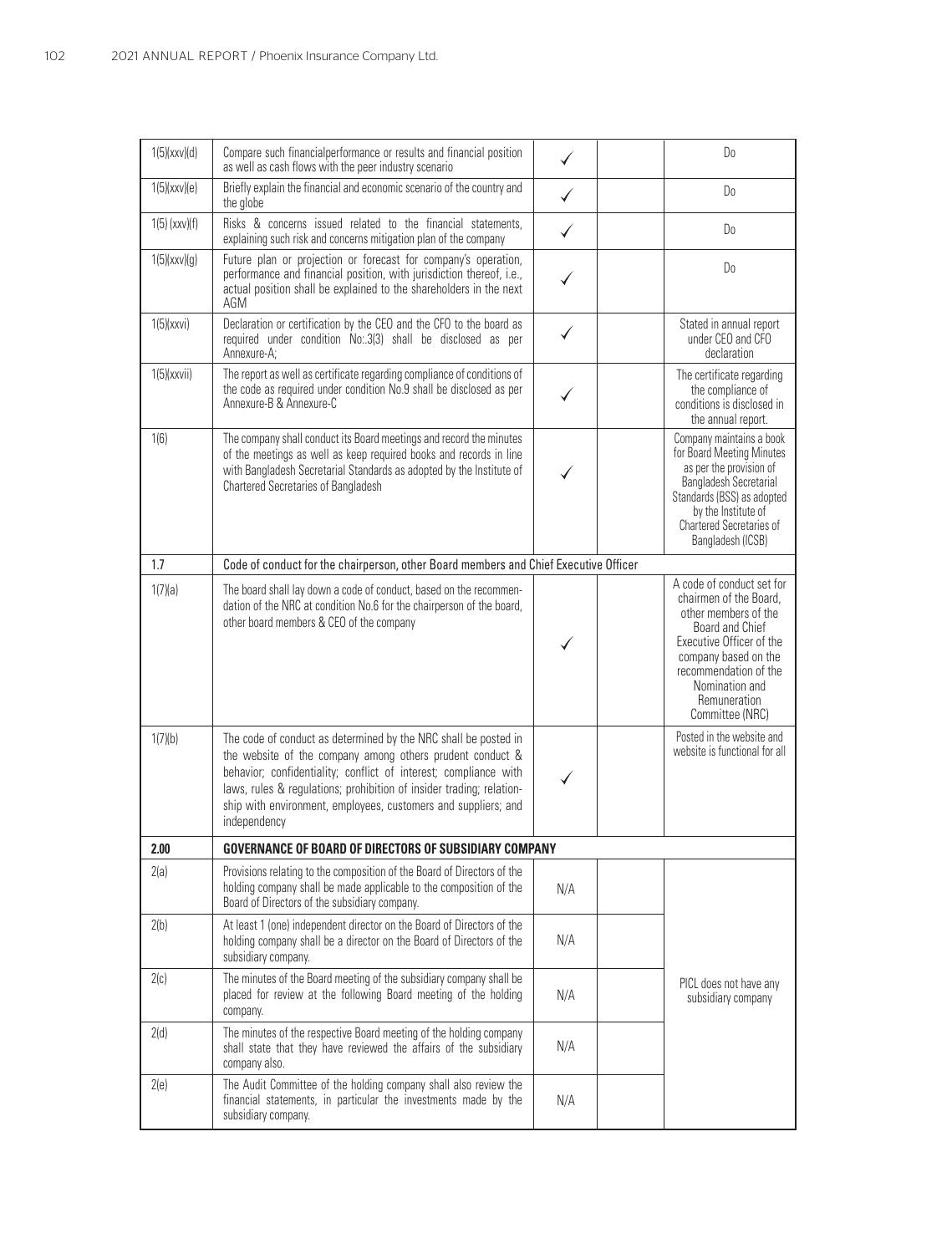| | | | | |
|---|---|---|---|---|
| 1(5)(xxv)(d) | Compare such financialperformance or results and financial position as well as cash flows with the peer industry scenario | ✓ | | Do |
| 1(5)(xxv)(e) | Briefly explain the financial and economic scenario of the country and the globe | ✓ | | Do |
| 1(5) (xxv)(f) | Risks & concerns issued related to the financial statements, explaining such risk and concerns mitigation plan of the company | ✓ | | Do |
| 1(5)(xxv)(g) | Future plan or projection or forecast for company's operation, performance and financial position, with jurisdiction thereof, i.e., actual position shall be explained to the shareholders in the next AGM | ✓ | | Do |
| 1(5)(xxvi) | Declaration or certification by the CEO and the CFO to the board as required under condition No:.3(3) shall be disclosed as per Annexure-A; | ✓ | | Stated in annual report under CEO and CFO declaration |
| 1(5)(xxvii) | The report as well as certificate regarding compliance of conditions of the code as required under condition No.9 shall be disclosed as per Annexure-B & Annexure-C | ✓ | | The certificate regarding the compliance of conditions is disclosed in the annual report. |
| 1(6) | The company shall conduct its Board meetings and record the minutes of the meetings as well as keep required books and records in line with Bangladesh Secretarial Standards as adopted by the Institute of Chartered Secretaries of Bangladesh | ✓ | | Company maintains a book for Board Meeting Minutes as per the provision of Bangladesh Secretarial Standards (BSS) as adopted by the Institute of Chartered Secretaries of Bangladesh (ICSB) |
| 1.7 | Code of conduct for the chairperson, other Board members and Chief Executive Officer | | | |
| 1(7)(a) | The board shall lay down a code of conduct, based on the recommendation of the NRC at condition No.6 for the chairperson of the board, other board members & CEO of the company | ✓ | | A code of conduct set for chairmen of the Board, other members of the Board and Chief Executive Officer of the company based on the recommendation of the Nomination and Remuneration Committee (NRC) |
| 1(7)(b) | The code of conduct as determined by the NRC shall be posted in the website of the company among others prudent conduct & behavior; confidentiality; conflict of interest; compliance with laws, rules & regulations; prohibition of insider trading; relationship with environment, employees, customers and suppliers; and independency | ✓ | | Posted in the website and website is functional for all |
| **2.00** | **GOVERNANCE OF BOARD OF DIRECTORS OF SUBSIDIARY COMPANY** | | | |
| 2(a) | Provisions relating to the composition of the Board of Directors of the holding company shall be made applicable to the composition of the Board of Directors of the subsidiary company. | N/A | | PICL does not have any subsidiary company |
| 2(b) | At least 1 (one) independent director on the Board of Directors of the holding company shall be a director on the Board of Directors of the subsidiary company. | N/A | | |
| 2(c) | The minutes of the Board meeting of the subsidiary company shall be placed for review at the following Board meeting of the holding company. | N/A | | |
| 2(d) | The minutes of the respective Board meeting of the holding company shall state that they have reviewed the affairs of the subsidiary company also. | N/A | | |
| 2(e) | The Audit Committee of the holding company shall also review the financial statements, in particular the investments made by the subsidiary company. | N/A | | |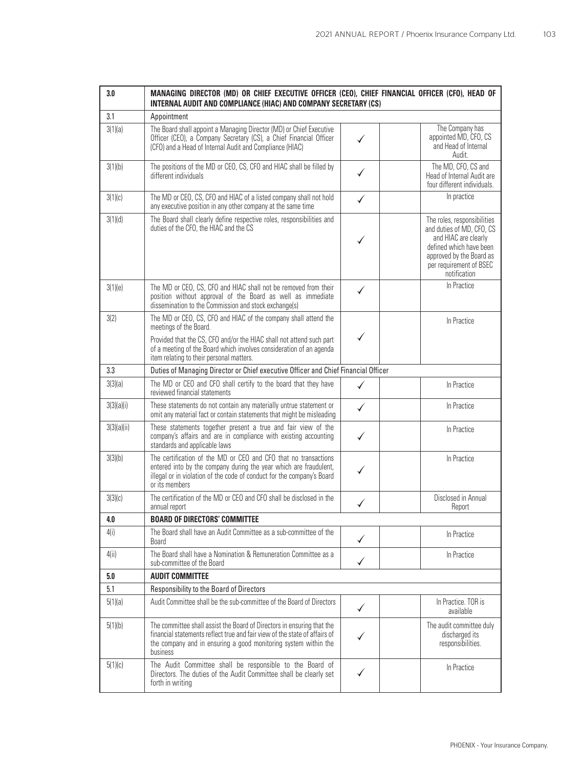| 3.0 | MANAGING DIRECTOR (MD) OR CHIEF EXECUTIVE OFFICER (CEO), CHIEF FINANCIAL OFFICER (CFO), HEAD OF INTERNAL AUDIT AND COMPLIANCE (HIAC) AND COMPANY SECRETARY (CS) | | | |
|---|---|---|---|---|
| 3.1 | Appointment | | | |
| 3(1)(a) | The Board shall appoint a Managing Director (MD) or Chief Executive Officer (CEO), a Company Secretary (CS), a Chief Financial Officer (CFO) and a Head of Internal Audit and Compliance (HIAC) | ✓ | | The Company has appointed MD, CFO, CS and Head of Internal Audit. |
| 3(1)(b) | The positions of the MD or CEO, CS, CFO and HIAC shall be filled by different individuals | ✓ | | The MD, CFO, CS and Head of Internal Audit are four different individuals. |
| 3(1)(c) | The MD or CEO, CS, CFO and HIAC of a listed company shall not hold any executive position in any other company at the same time | ✓ | | In practice |
| 3(1)(d) | The Board shall clearly define respective roles, responsibilities and duties of the CFO, the HIAC and the CS | ✓ | | The roles, responsibilities and duties of MD, CFO, CS and HIAC are clearly defined which have been approved by the Board as per requirement of BSEC notification |
| 3(1)(e) | The MD or CEO, CS, CFO and HIAC shall not be removed from their position without approval of the Board as well as immediate dissemination to the Commission and stock exchange(s) | ✓ | | In Practice |
| 3(2) | The MD or CEO, CS, CFO and HIAC of the company shall attend the meetings of the Board.<br><br>Provided that the CS, CFO and/or the HIAC shall not attend such part of a meeting of the Board which involves consideration of an agenda item relating to their personal matters. | ✓ | | In Practice |
| 3.3 | Duties of Managing Director or Chief executive Officer and Chief Financial Officer | | | |
| 3(3)(a) | The MD or CEO and CFO shall certify to the board that they have reviewed financial statements | ✓ | | In Practice |
| 3(3)(a)(i) | These statements do not contain any materially untrue statement or omit any material fact or contain statements that might be misleading | ✓ | | In Practice |
| 3(3)(a)(ii) | These statements together present a true and fair view of the company's affairs and are in compliance with existing accounting standards and applicable laws | ✓ | | In Practice |
| 3(3)(b) | The certification of the MD or CEO and CFO that no transactions entered into by the company during the year which are fraudulent, illegal or in violation of the code of conduct for the company's Board or its members | ✓ | | In Practice |
| 3(3)(c) | The certification of the MD or CEO and CFO shall be disclosed in the annual report | ✓ | | Disclosed in Annual Report |
| 4.0 | BOARD OF DIRECTORS' COMMITTEE | | | |
| 4(i) | The Board shall have an Audit Committee as a sub-committee of the Board | ✓ | | In Practice |
| 4(ii) | The Board shall have a Nomination & Remuneration Committee as a sub-committee of the Board | ✓ | | In Practice |
| 5.0 | AUDIT COMMITTEE | | | |
| 5.1 | Responsibility to the Board of Directors | | | |
| 5(1)(a) | Audit Committee shall be the sub-committee of the Board of Directors | ✓ | | In Practice. TOR is available |
| 5(1)(b) | The committee shall assist the Board of Directors in ensuring that the financial statements reflect true and fair view of the state of affairs of the company and in ensuring a good monitoring system within the business | ✓ | | The audit committee duly discharged its responsibilities. |
| 5(1)(c) | The Audit Committee shall be responsible to the Board of Directors. The duties of the Audit Committee shall be clearly set forth in writing | ✓ | | In Practice |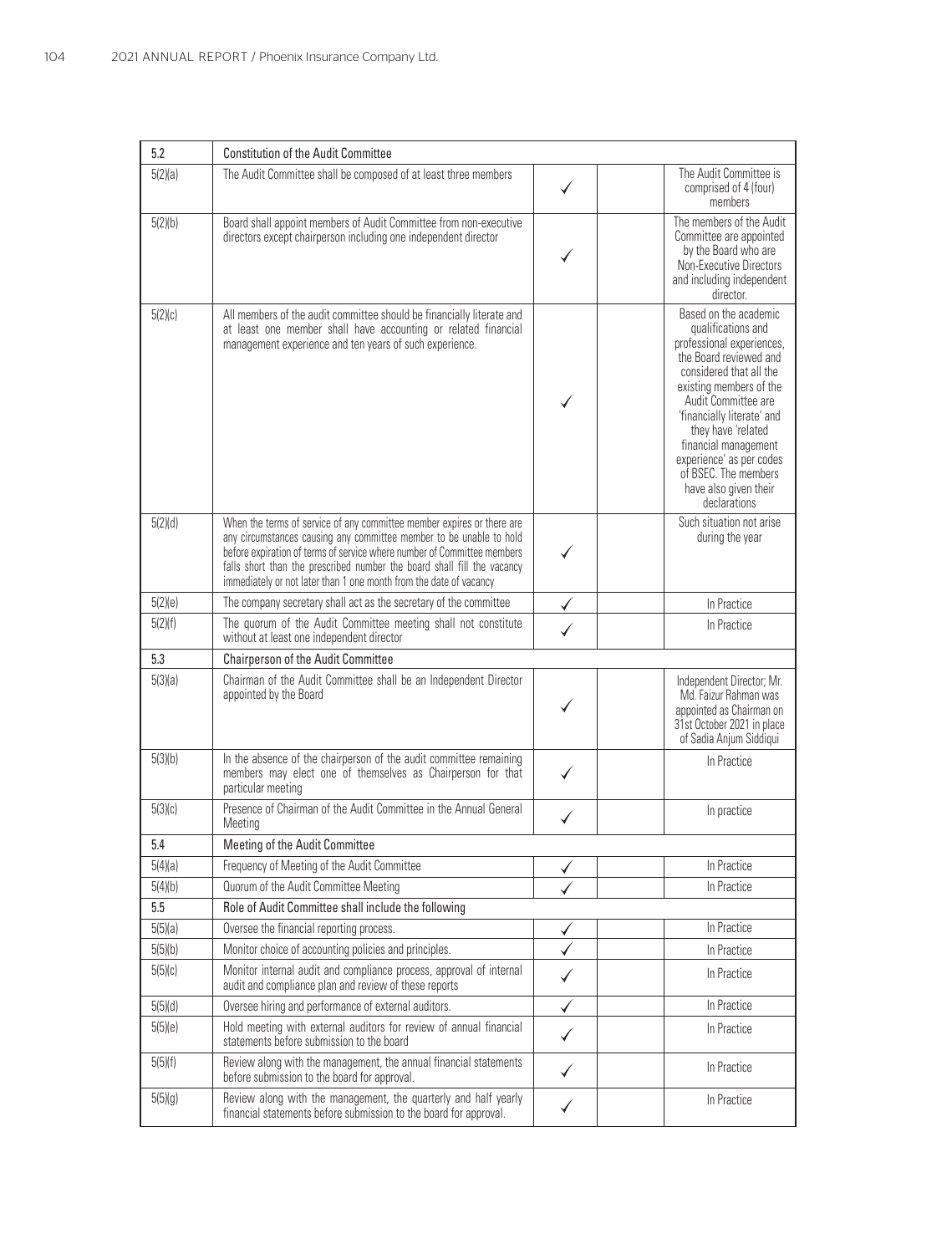| 5.2 | Constitution of the Audit Committee | | | |
|---|---|---|---|---|
| 5(2)(a) | The Audit Committee shall be composed of at least three members | ✓ | | The Audit Committee is comprised of 4 (four) members |
| 5(2)(b) | Board shall appoint members of Audit Committee from non-executive directors except chairperson including one independent director | ✓ | | The members of the Audit Committee are appointed by the Board who are Non-Executive Directors and including independent director. |
| 5(2)(c) | All members of the audit committee should be financially literate and at least one member shall have accounting or related financial management experience and ten years of such experience. | ✓ | | Based on the academic qualifications and professional experiences, the Board reviewed and considered that all the existing members of the Audit Committee are 'financially literate' and they have 'related financial management experience' as per codes of BSEC. The members have also given their declarations |
| 5(2)(d) | When the terms of service of any committee member expires or there are any circumstances causing any committee member to be unable to hold before expiration of terms of service where number of Committee members falls short than the prescribed number the board shall fill the vacancy immediately or not later than 1 one month from the date of vacancy | ✓ | | Such situation not arise during the year |
| 5(2)(e) | The company secretary shall act as the secretary of the committee | ✓ | | In Practice |
| 5(2)(f) | The quorum of the Audit Committee meeting shall not constitute without at least one independent director | ✓ | | In Practice |
| 5.3 | Chairperson of the Audit Committee | | | |
| 5(3)(a) | Chairman of the Audit Committee shall be an Independent Director appointed by the Board | ✓ | | Independent Director; Mr. Md. Faizur Rahman was appointed as Chairman on 31st October 2021 in place of Sadia Anjum Siddiqui |
| 5(3)(b) | In the absence of the chairperson of the audit committee remaining members may elect one of themselves as Chairperson for that particular meeting | ✓ | | In Practice |
| 5(3)(c) | Presence of Chairman of the Audit Committee in the Annual General Meeting | ✓ | | In practice |
| 5.4 | Meeting of the Audit Committee | | | |
| 5(4)(a) | Frequency of Meeting of the Audit Committee | ✓ | | In Practice |
| 5(4)(b) | Quorum of the Audit Committee Meeting | ✓ | | In Practice |
| 5.5 | Role of Audit Committee shall include the following | | | |
| 5(5)(a) | Oversee the financial reporting process. | ✓ | | In Practice |
| 5(5)(b) | Monitor choice of accounting policies and principles. | ✓ | | In Practice |
| 5(5)(c) | Monitor internal audit and compliance process, approval of internal audit and compliance plan and review of these reports | ✓ | | In Practice |
| 5(5)(d) | Oversee hiring and performance of external auditors. | ✓ | | In Practice |
| 5(5)(e) | Hold meeting with external auditors for review of annual financial statements before submission to the board | ✓ | | In Practice |
| 5(5)(f) | Review along with the management, the annual financial statements before submission to the board for approval. | ✓ | | In Practice |
| 5(5)(g) | Review along with the management, the quarterly and half yearly financial statements before submission to the board for approval. | ✓ | | In Practice |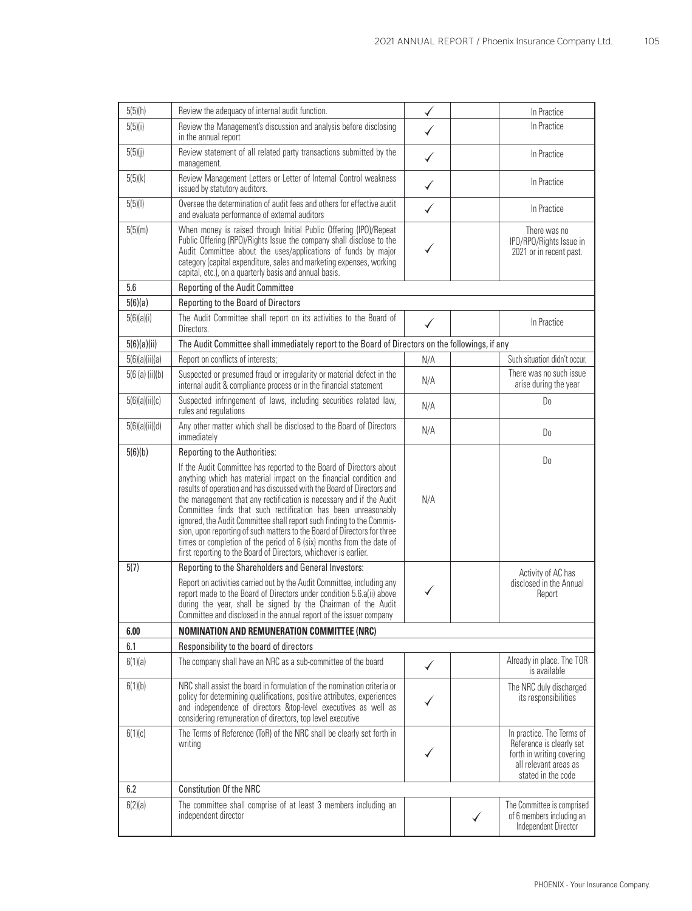| 5(5)(h) | Review the adequacy of internal audit function. | ✓ | | In Practice |
|---|---|---|---|---|
| 5(5)(i) | Review the Management's discussion and analysis before disclosing in the annual report | ✓ | | In Practice |
| 5(5)(j) | Review statement of all related party transactions submitted by the management. | ✓ | | In Practice |
| 5(5)(k) | Review Management Letters or Letter of Internal Control weakness issued by statutory auditors. | ✓ | | In Practice |
| 5(5)(l) | Oversee the determination of audit fees and others for effective audit and evaluate performance of external auditors | ✓ | | In Practice |
| 5(5)(m) | When money is raised through Initial Public Offering (IPO)/Repeat Public Offering (RPO)/Rights Issue the company shall disclose to the Audit Committee about the uses/applications of funds by major category (capital expenditure, sales and marketing expenses, working capital, etc.), on a quarterly basis and annual basis. | ✓ | | There was no IPO/RPO/Rights Issue in 2021 or in recent past. |
| 5.6 | Reporting of the Audit Committee | | | |
| 5(6)(a) | Reporting to the Board of Directors | | | |
| 5(6)(a)(i) | The Audit Committee shall report on its activities to the Board of Directors. | ✓ | | In Practice |
| 5(6)(a)(ii) | The Audit Committee shall immediately report to the Board of Directors on the followings, if any | | | |
| 5(6)(a)(ii)(a) | Report on conflicts of interests; | N/A | | Such situation didn't occur. |
| 5(6 (a) (ii)(b) | Suspected or presumed fraud or irregularity or material defect in the internal audit & compliance process or in the financial statement | N/A | | There was no such issue arise during the year |
| 5(6)(a)(ii)(c) | Suspected infringement of laws, including securities related law, rules and regulations | N/A | | Do |
| 5(6)(a)(ii)(d) | Any other matter which shall be disclosed to the Board of Directors immediately | N/A | | Do |
| 5(6)(b) | Reporting to the Authorities: If the Audit Committee has reported to the Board of Directors about anything which has material impact on the financial condition and results of operation and has discussed with the Board of Directors and the management that any rectification is necessary and if the Audit Committee finds that such rectification has been unreasonably ignored, the Audit Committee shall report such finding to the Commission, upon reporting of such matters to the Board of Directors for three times or completion of the period of 6 (six) months from the date of first reporting to the Board of Directors, whichever is earlier. | N/A | | Do |
| 5(7) | Reporting to the Shareholders and General Investors: Report on activities carried out by the Audit Committee, including any report made to the Board of Directors under condition 5.6.a(ii) above during the year, shall be signed by the Chairman of the Audit Committee and disclosed in the annual report of the issuer company | ✓ | | Activity of AC has disclosed in the Annual Report |
| **6.00** | **NOMINATION AND REMUNERATION COMMITTEE (NRC)** | | | |
| 6.1 | Responsibility to the board of directors | | | |
| 6(1)(a) | The company shall have an NRC as a sub-committee of the board | ✓ | | Already in place. The TOR is available |
| 6(1)(b) | NRC shall assist the board in formulation of the nomination criteria or policy for determining qualifications, positive attributes, experiences and independence of directors &top-level executives as well as considering remuneration of directors, top level executive | ✓ | | The NRC duly discharged its responsibilities |
| 6(1)(c) | The Terms of Reference (ToR) of the NRC shall be clearly set forth in writing | ✓ | | In practice. The Terms of Reference is clearly set forth in writing covering all relevant areas as stated in the code |
| 6.2 | Constitution Of the NRC | | | |
| 6(2)(a) | The committee shall comprise of at least 3 members including an independent director | | ✓ | The Committee is comprised of 6 members including an Independent Director |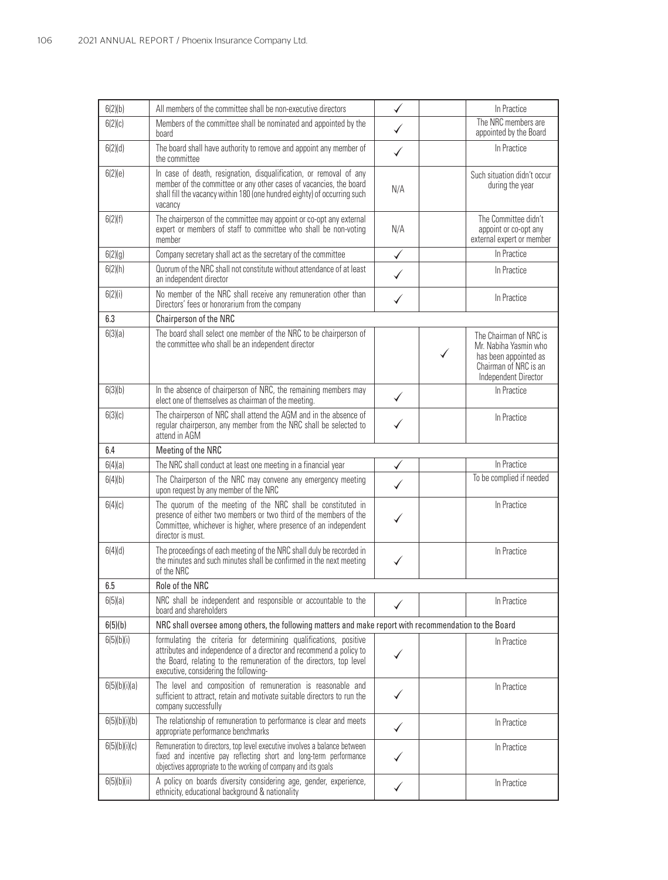| 6(2)(b) | All members of the committee shall be non-executive directors | ✓ | | In Practice |
|---|---|---|---|---|
| 6(2)(c) | Members of the committee shall be nominated and appointed by the board | ✓ | | The NRC members are appointed by the Board |
| 6(2)(d) | The board shall have authority to remove and appoint any member of the committee | ✓ | | In Practice |
| 6(2)(e) | In case of death, resignation, disqualification, or removal of any member of the committee or any other cases of vacancies, the board shall fill the vacancy within 180 (one hundred eighty) of occurring such vacancy | N/A | | Such situation didn't occur during the year |
| 6(2)(f) | The chairperson of the committee may appoint or co-opt any external expert or members of staff to committee who shall be non-voting member | N/A | | The Committee didn't appoint or co-opt any external expert or member |
| 6(2)(g) | Company secretary shall act as the secretary of the committee | ✓ | | In Practice |
| 6(2)(h) | Quorum of the NRC shall not constitute without attendance of at least an independent director | ✓ | | In Practice |
| 6(2)(i) | No member of the NRC shall receive any remuneration other than Directors' fees or honorarium from the company | ✓ | | In Practice |
| **6.3** | **Chairperson of the NRC** | | | |
| 6(3)(a) | The board shall select one member of the NRC to be chairperson of the committee who shall be an independent director | | ✓ | The Chairman of NRC is Mr. Nabiha Yasmin who has been appointed as Chairman of NRC is an Independent Director |
| 6(3)(b) | In the absence of chairperson of NRC, the remaining members may elect one of themselves as chairman of the meeting. | ✓ | | In Practice |
| 6(3)(c) | The chairperson of NRC shall attend the AGM and in the absence of regular chairperson, any member from the NRC shall be selected to attend in AGM | ✓ | | In Practice |
| **6.4** | **Meeting of the NRC** | | | |
| 6(4)(a) | The NRC shall conduct at least one meeting in a financial year | ✓ | | In Practice |
| 6(4)(b) | The Chairperson of the NRC may convene any emergency meeting upon request by any member of the NRC | ✓ | | To be complied if needed |
| 6(4)(c) | The quorum of the meeting of the NRC shall be constituted in presence of either two members or two third of the members of the Committee, whichever is higher, where presence of an independent director is must. | ✓ | | In Practice |
| 6(4)(d) | The proceedings of each meeting of the NRC shall duly be recorded in the minutes and such minutes shall be confirmed in the next meeting of the NRC | ✓ | | In Practice |
| **6.5** | **Role of the NRC** | | | |
| 6(5)(a) | NRC shall be independent and responsible or accountable to the board and shareholders | ✓ | | In Practice |
| **6(5)(b)** | **NRC shall oversee among others, the following matters and make report with recommendation to the Board** | | | |
| 6(5)(b)(i) | formulating the criteria for determining qualifications, positive attributes and independence of a director and recommend a policy to the Board, relating to the remuneration of the directors, top level executive, considering the following- | ✓ | | In Practice |
| 6(5)(b)(i)(a) | The level and composition of remuneration is reasonable and sufficient to attract, retain and motivate suitable directors to run the company successfully | ✓ | | In Practice |
| 6(5)(b)(i)(b) | The relationship of remuneration to performance is clear and meets appropriate performance benchmarks | ✓ | | In Practice |
| 6(5)(b)(i)(c) | Remuneration to directors, top level executive involves a balance between fixed and incentive pay reflecting short and long-term performance objectives appropriate to the working of company and its goals | ✓ | | In Practice |
| 6(5)(b)(ii) | A policy on boards diversity considering age, gender, experience, ethnicity, educational background & nationality | ✓ | | In Practice |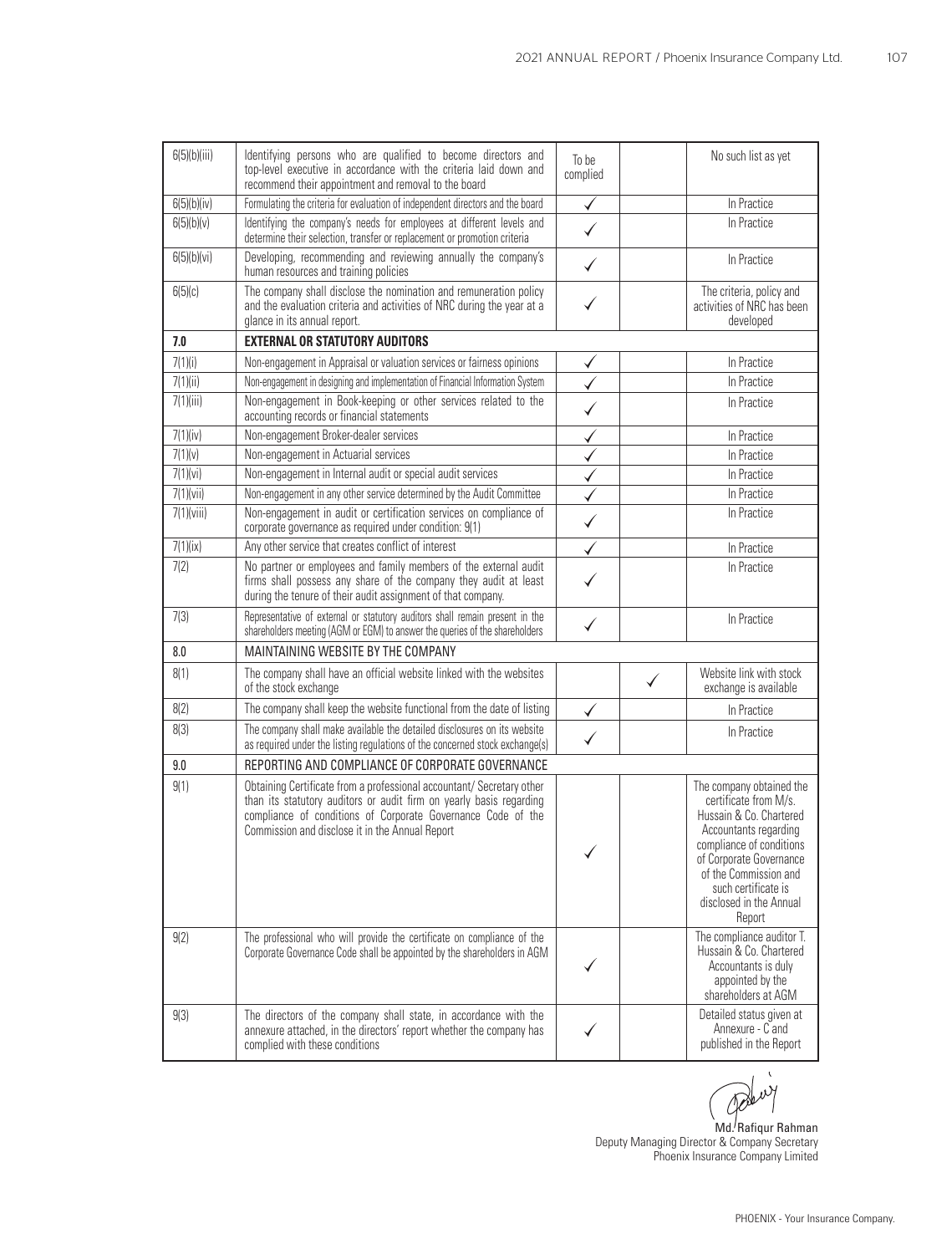| | | | | |
|---|---|---|---|---|
| 6(5)(b)(iii) | Identifying persons who are qualified to become directors and top-level executive in accordance with the criteria laid down and recommend their appointment and removal to the board | To be complied | | No such list as yet |
| 6(5)(b)(iv) | Formulating the criteria for evaluation of independent directors and the board | ✓ | | In Practice |
| 6(5)(b)(v) | Identifying the company's needs for employees at different levels and determine their selection, transfer or replacement or promotion criteria | ✓ | | In Practice |
| 6(5)(b)(vi) | Developing, recommending and reviewing annually the company's human resources and training policies | ✓ | | In Practice |
| 6(5)(c) | The company shall disclose the nomination and remuneration policy and the evaluation criteria and activities of NRC during the year at a glance in its annual report. | ✓ | | The criteria, policy and activities of NRC has been developed |
| **7.0** | **EXTERNAL OR STATUTORY AUDITORS** | | | |
| 7(1)(i) | Non-engagement in Appraisal or valuation services or fairness opinions | ✓ | | In Practice |
| 7(1)(ii) | Non-engagement in designing and implementation of Financial Information System | ✓ | | In Practice |
| 7(1)(iii) | Non-engagement in Book-keeping or other services related to the accounting records or financial statements | ✓ | | In Practice |
| 7(1)(iv) | Non-engagement Broker-dealer services | ✓ | | In Practice |
| 7(1)(v) | Non-engagement in Actuarial services | ✓ | | In Practice |
| 7(1)(vi) | Non-engagement in Internal audit or special audit services | ✓ | | In Practice |
| 7(1)(vii) | Non-engagement in any other service determined by the Audit Committee | ✓ | | In Practice |
| 7(1)(viii) | Non-engagement in audit or certification services on compliance of corporate governance as required under condition: 9(1) | ✓ | | In Practice |
| 7(1)(ix) | Any other service that creates conflict of interest | ✓ | | In Practice |
| 7(2) | No partner or employees and family members of the external audit firms shall possess any share of the company they audit at least during the tenure of their audit assignment of that company. | ✓ | | In Practice |
| 7(3) | Representative of external or statutory auditors shall remain present in the shareholders meeting (AGM or EGM) to answer the queries of the shareholders | ✓ | | In Practice |
| **8.0** | **MAINTAINING WEBSITE BY THE COMPANY** | | | |
| 8(1) | The company shall have an official website linked with the websites of the stock exchange | | ✓ | Website link with stock exchange is available |
| 8(2) | The company shall keep the website functional from the date of listing | ✓ | | In Practice |
| 8(3) | The company shall make available the detailed disclosures on its website as required under the listing regulations of the concerned stock exchange(s) | ✓ | | In Practice |
| **9.0** | **REPORTING AND COMPLIANCE OF CORPORATE GOVERNANCE** | | | |
| 9(1) | Obtaining Certificate from a professional accountant/ Secretary other than its statutory auditors or audit firm on yearly basis regarding compliance of conditions of Corporate Governance Code of the Commission and disclose it in the Annual Report | ✓ | | The company obtained the certificate from M/s. Hussain & Co. Chartered Accountants regarding compliance of conditions of Corporate Governance of the Commission and such certificate is disclosed in the Annual Report |
| 9(2) | The professional who will provide the certificate on compliance of the Corporate Governance Code shall be appointed by the shareholders in AGM | ✓ | | The compliance auditor T. Hussain & Co. Chartered Accountants is duly appointed by the shareholders at AGM |
| 9(3) | The directors of the company shall state, in accordance with the annexure attached, in the directors' report whether the company has complied with these conditions | ✓ | | Detailed status given at Annexure - C and published in the Report |

Md. Rafiqur Rahman
Deputy Managing Director & Company Secretary
Phoenix Insurance Company Limited